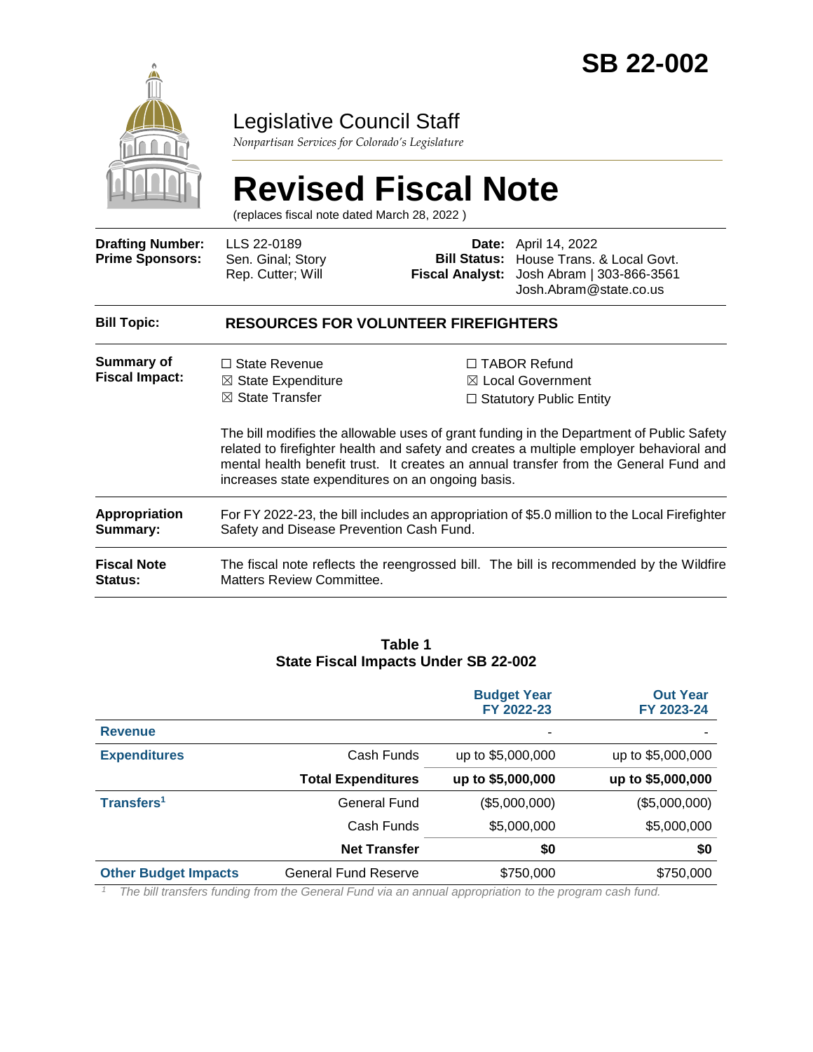# SB 22-002

Legislative Council Staff

*Nonpartisan Services for Colorado's Legislature*

# Revised Fiscal Note

(replaces fiscal note dated March 28, 2022 )

| | | | |
|---|---|---|---|
| **Drafting Number:** | LLS 22-0189 | **Date:** | April 14, 2022 |
| **Prime Sponsors:** | Sen. Ginal; Story<br>Rep. Cutter; Will | **Bill Status:** | House Trans. & Local Govt. |
| | | **Fiscal Analyst:** | Josh Abram \| 303-866-3561<br>Josh.Abram@state.co.us |

**Bill Topic:** **RESOURCES FOR VOLUNTEER FIREFIGHTERS**

**Summary of Fiscal Impact:**

☐ State Revenue
☒ State Expenditure
☒ State Transfer
☐ TABOR Refund
☒ Local Government
☐ Statutory Public Entity

The bill modifies the allowable uses of grant funding in the Department of Public Safety related to firefighter health and safety and creates a multiple employer behavioral and mental health benefit trust. It creates an annual transfer from the General Fund and increases state expenditures on an ongoing basis.

**Appropriation Summary:** For FY 2022-23, the bill includes an appropriation of $5.0 million to the Local Firefighter Safety and Disease Prevention Cash Fund.

**Fiscal Note Status:** The fiscal note reflects the reengrossed bill. The bill is recommended by the Wildfire Matters Review Committee.

**Table 1**
**State Fiscal Impacts Under SB 22-002**

| | | Budget Year FY 2022-23 | Out Year FY 2023-24 |
|---|---|---|---|
| **Revenue** | | - | - |
| **Expenditures** | Cash Funds | up to $5,000,000 | up to $5,000,000 |
| | **Total Expenditures** | **up to $5,000,000** | **up to $5,000,000** |
| **Transfers[1]** | General Fund | ($5,000,000) | ($5,000,000) |
| | Cash Funds | $5,000,000 | $5,000,000 |
| | **Net Transfer** | **$0** | **$0** |
| **Other Budget Impacts** | General Fund Reserve | $750,000 | $750,000 |

[1] *The bill transfers funding from the General Fund via an annual appropriation to the program cash fund.*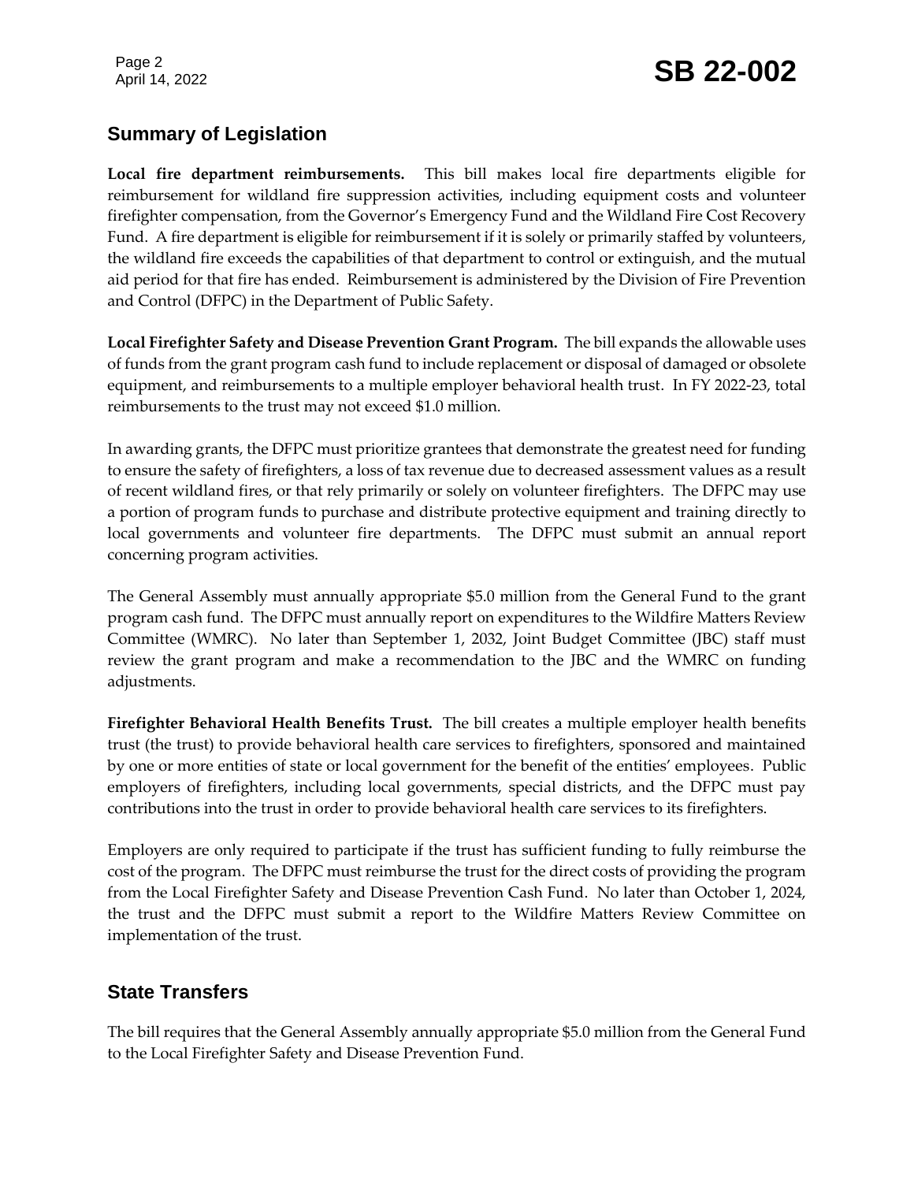## Summary of Legislation

**Local fire department reimbursements.** This bill makes local fire departments eligible for reimbursement for wildland fire suppression activities, including equipment costs and volunteer firefighter compensation, from the Governor's Emergency Fund and the Wildland Fire Cost Recovery Fund. A fire department is eligible for reimbursement if it is solely or primarily staffed by volunteers, the wildland fire exceeds the capabilities of that department to control or extinguish, and the mutual aid period for that fire has ended. Reimbursement is administered by the Division of Fire Prevention and Control (DFPC) in the Department of Public Safety.

**Local Firefighter Safety and Disease Prevention Grant Program.** The bill expands the allowable uses of funds from the grant program cash fund to include replacement or disposal of damaged or obsolete equipment, and reimbursements to a multiple employer behavioral health trust. In FY 2022-23, total reimbursements to the trust may not exceed $1.0 million.

In awarding grants, the DFPC must prioritize grantees that demonstrate the greatest need for funding to ensure the safety of firefighters, a loss of tax revenue due to decreased assessment values as a result of recent wildland fires, or that rely primarily or solely on volunteer firefighters. The DFPC may use a portion of program funds to purchase and distribute protective equipment and training directly to local governments and volunteer fire departments. The DFPC must submit an annual report concerning program activities.

The General Assembly must annually appropriate $5.0 million from the General Fund to the grant program cash fund. The DFPC must annually report on expenditures to the Wildfire Matters Review Committee (WMRC). No later than September 1, 2032, Joint Budget Committee (JBC) staff must review the grant program and make a recommendation to the JBC and the WMRC on funding adjustments.

**Firefighter Behavioral Health Benefits Trust.** The bill creates a multiple employer health benefits trust (the trust) to provide behavioral health care services to firefighters, sponsored and maintained by one or more entities of state or local government for the benefit of the entities' employees. Public employers of firefighters, including local governments, special districts, and the DFPC must pay contributions into the trust in order to provide behavioral health care services to its firefighters.

Employers are only required to participate if the trust has sufficient funding to fully reimburse the cost of the program. The DFPC must reimburse the trust for the direct costs of providing the program from the Local Firefighter Safety and Disease Prevention Cash Fund. No later than October 1, 2024, the trust and the DFPC must submit a report to the Wildfire Matters Review Committee on implementation of the trust.

## State Transfers

The bill requires that the General Assembly annually appropriate $5.0 million from the General Fund to the Local Firefighter Safety and Disease Prevention Fund.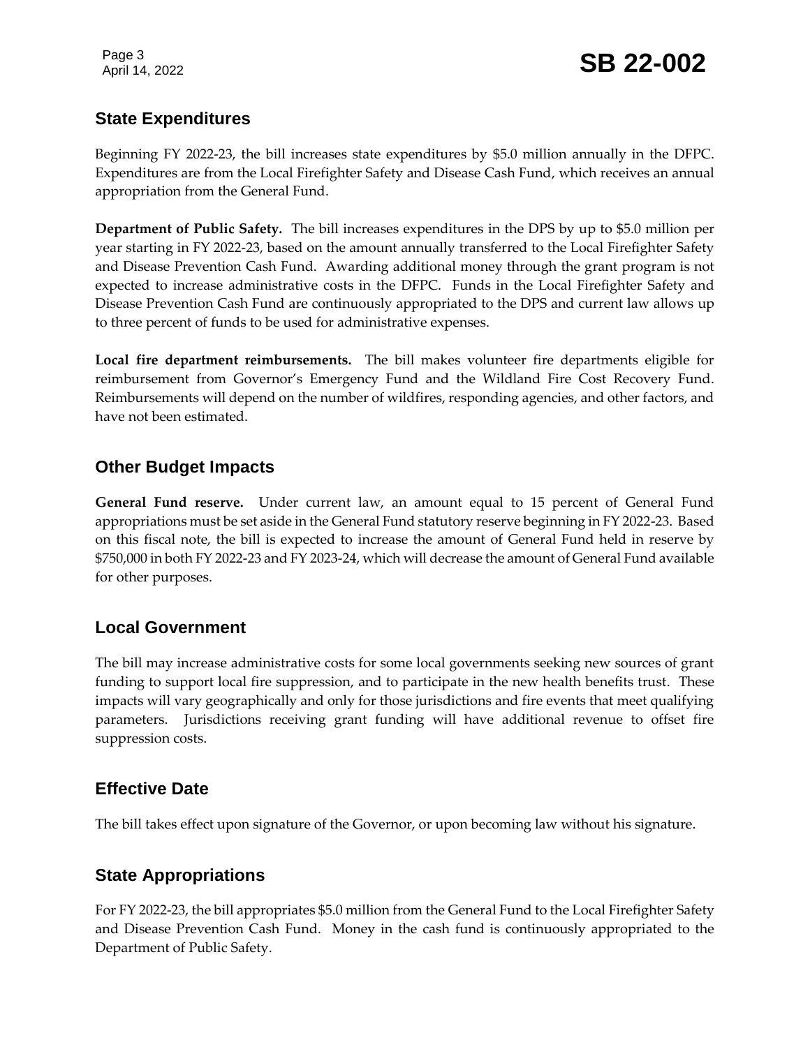## State Expenditures

Beginning FY 2022-23, the bill increases state expenditures by $5.0 million annually in the DFPC. Expenditures are from the Local Firefighter Safety and Disease Cash Fund, which receives an annual appropriation from the General Fund.

**Department of Public Safety.** The bill increases expenditures in the DPS by up to $5.0 million per year starting in FY 2022-23, based on the amount annually transferred to the Local Firefighter Safety and Disease Prevention Cash Fund. Awarding additional money through the grant program is not expected to increase administrative costs in the DFPC. Funds in the Local Firefighter Safety and Disease Prevention Cash Fund are continuously appropriated to the DPS and current law allows up to three percent of funds to be used for administrative expenses.

**Local fire department reimbursements.** The bill makes volunteer fire departments eligible for reimbursement from Governor's Emergency Fund and the Wildland Fire Cost Recovery Fund. Reimbursements will depend on the number of wildfires, responding agencies, and other factors, and have not been estimated.

## Other Budget Impacts

**General Fund reserve.** Under current law, an amount equal to 15 percent of General Fund appropriations must be set aside in the General Fund statutory reserve beginning in FY 2022-23. Based on this fiscal note, the bill is expected to increase the amount of General Fund held in reserve by $750,000 in both FY 2022-23 and FY 2023-24, which will decrease the amount of General Fund available for other purposes.

## Local Government

The bill may increase administrative costs for some local governments seeking new sources of grant funding to support local fire suppression, and to participate in the new health benefits trust. These impacts will vary geographically and only for those jurisdictions and fire events that meet qualifying parameters. Jurisdictions receiving grant funding will have additional revenue to offset fire suppression costs.

## Effective Date

The bill takes effect upon signature of the Governor, or upon becoming law without his signature.

## State Appropriations

For FY 2022-23, the bill appropriates $5.0 million from the General Fund to the Local Firefighter Safety and Disease Prevention Cash Fund. Money in the cash fund is continuously appropriated to the Department of Public Safety.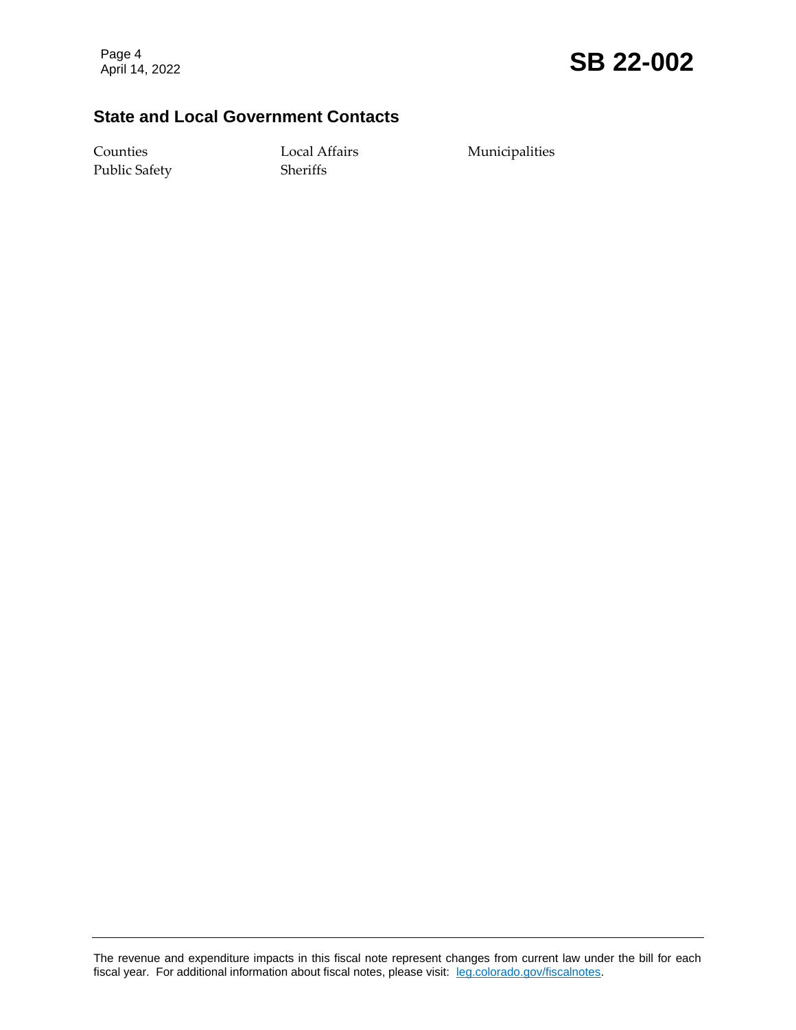## State and Local Government Contacts

| | | |
|---|---|---|
| Counties | Local Affairs | Municipalities |
| Public Safety | Sheriffs | |

The revenue and expenditure impacts in this fiscal note represent changes from current law under the bill for each fiscal year. For additional information about fiscal notes, please visit: leg.colorado.gov/fiscalnotes.